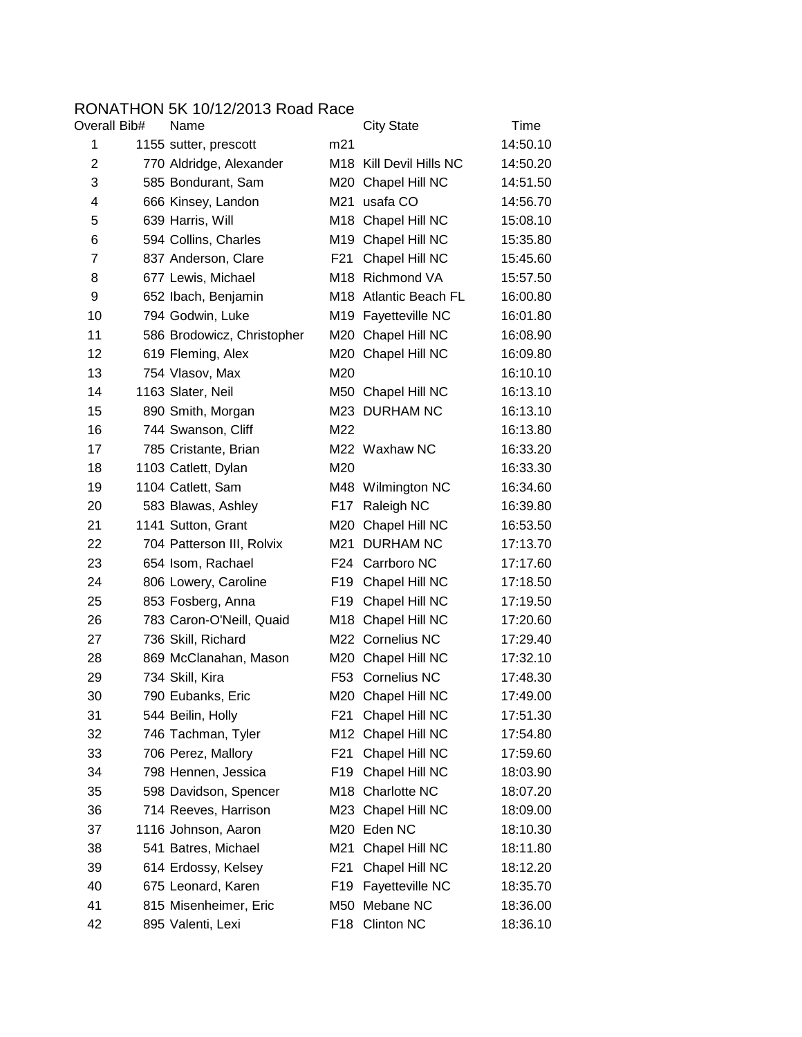# RONATHON 5K 10/12/2013 Road Race

| Overall | Bib# | Name | | City State | Time |
|---|---|---|---|---|---|
| 1 | 1155 | sutter, prescott | m21 | | 14:50.10 |
| 2 | 770 | Aldridge, Alexander | M18 | Kill Devil Hills NC | 14:50.20 |
| 3 | 585 | Bondurant, Sam | M20 | Chapel Hill NC | 14:51.50 |
| 4 | 666 | Kinsey, Landon | M21 | usafa CO | 14:56.70 |
| 5 | 639 | Harris, Will | M18 | Chapel Hill NC | 15:08.10 |
| 6 | 594 | Collins, Charles | M19 | Chapel Hill NC | 15:35.80 |
| 7 | 837 | Anderson, Clare | F21 | Chapel Hill NC | 15:45.60 |
| 8 | 677 | Lewis, Michael | M18 | Richmond VA | 15:57.50 |
| 9 | 652 | Ibach, Benjamin | M18 | Atlantic Beach FL | 16:00.80 |
| 10 | 794 | Godwin, Luke | M19 | Fayetteville NC | 16:01.80 |
| 11 | 586 | Brodowicz, Christopher | M20 | Chapel Hill NC | 16:08.90 |
| 12 | 619 | Fleming, Alex | M20 | Chapel Hill NC | 16:09.80 |
| 13 | 754 | Vlasov, Max | M20 | | 16:10.10 |
| 14 | 1163 | Slater, Neil | M50 | Chapel Hill NC | 16:13.10 |
| 15 | 890 | Smith, Morgan | M23 | DURHAM NC | 16:13.10 |
| 16 | 744 | Swanson, Cliff | M22 | | 16:13.80 |
| 17 | 785 | Cristante, Brian | M22 | Waxhaw NC | 16:33.20 |
| 18 | 1103 | Catlett, Dylan | M20 | | 16:33.30 |
| 19 | 1104 | Catlett, Sam | M48 | Wilmington NC | 16:34.60 |
| 20 | 583 | Blawas, Ashley | F17 | Raleigh NC | 16:39.80 |
| 21 | 1141 | Sutton, Grant | M20 | Chapel Hill NC | 16:53.50 |
| 22 | 704 | Patterson III, Rolvix | M21 | DURHAM NC | 17:13.70 |
| 23 | 654 | Isom, Rachael | F24 | Carrboro NC | 17:17.60 |
| 24 | 806 | Lowery, Caroline | F19 | Chapel Hill NC | 17:18.50 |
| 25 | 853 | Fosberg, Anna | F19 | Chapel Hill NC | 17:19.50 |
| 26 | 783 | Caron-O'Neill, Quaid | M18 | Chapel Hill NC | 17:20.60 |
| 27 | 736 | Skill, Richard | M22 | Cornelius NC | 17:29.40 |
| 28 | 869 | McClanahan, Mason | M20 | Chapel Hill NC | 17:32.10 |
| 29 | 734 | Skill, Kira | F53 | Cornelius NC | 17:48.30 |
| 30 | 790 | Eubanks, Eric | M20 | Chapel Hill NC | 17:49.00 |
| 31 | 544 | Beilin, Holly | F21 | Chapel Hill NC | 17:51.30 |
| 32 | 746 | Tachman, Tyler | M12 | Chapel Hill NC | 17:54.80 |
| 33 | 706 | Perez, Mallory | F21 | Chapel Hill NC | 17:59.60 |
| 34 | 798 | Hennen, Jessica | F19 | Chapel Hill NC | 18:03.90 |
| 35 | 598 | Davidson, Spencer | M18 | Charlotte NC | 18:07.20 |
| 36 | 714 | Reeves, Harrison | M23 | Chapel Hill NC | 18:09.00 |
| 37 | 1116 | Johnson, Aaron | M20 | Eden NC | 18:10.30 |
| 38 | 541 | Batres, Michael | M21 | Chapel Hill NC | 18:11.80 |
| 39 | 614 | Erdossy, Kelsey | F21 | Chapel Hill NC | 18:12.20 |
| 40 | 675 | Leonard, Karen | F19 | Fayetteville NC | 18:35.70 |
| 41 | 815 | Misenheimer, Eric | M50 | Mebane NC | 18:36.00 |
| 42 | 895 | Valenti, Lexi | F18 | Clinton NC | 18:36.10 |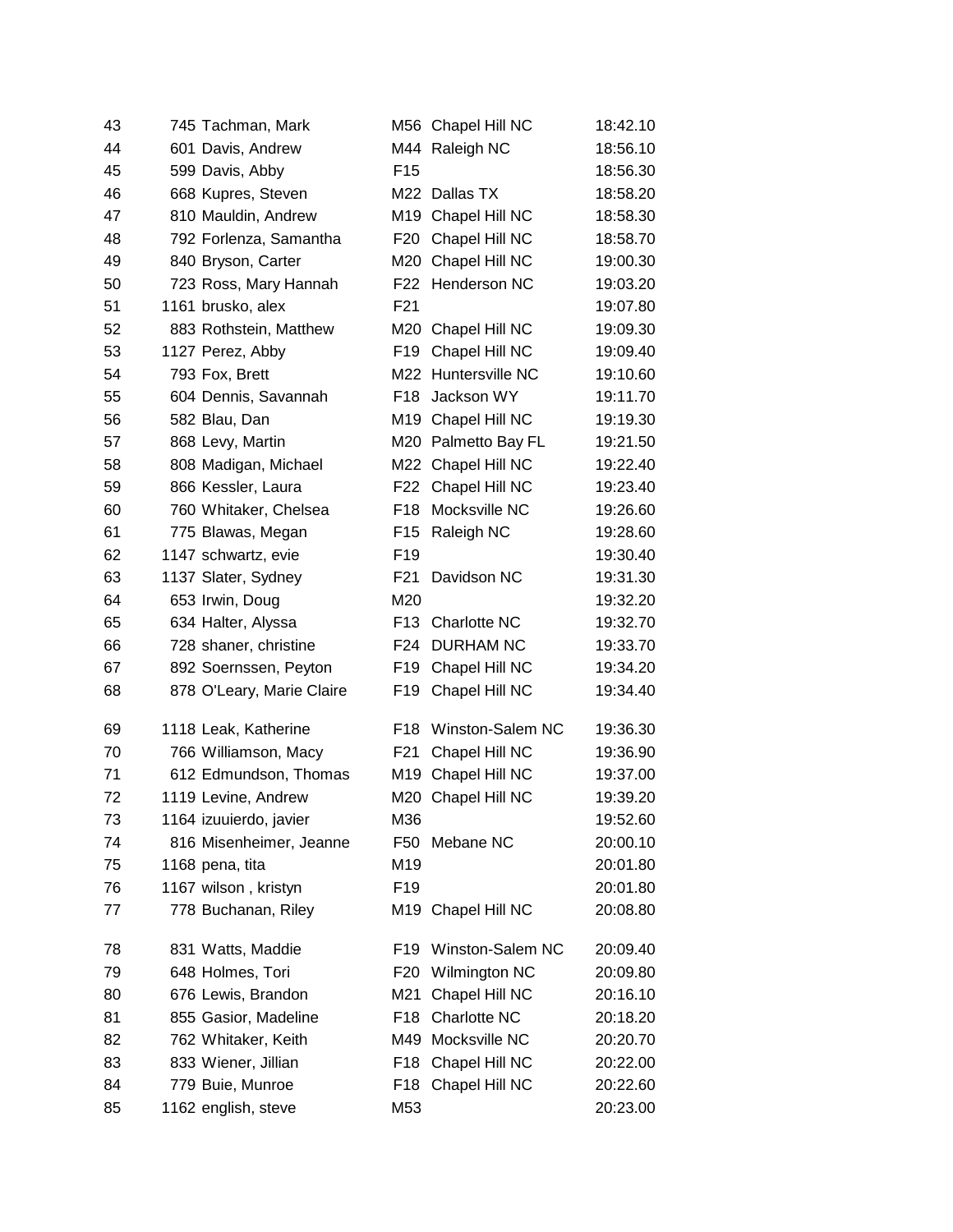| | | | | | |
|---|---|---|---|---|---|
| 43 | 745 | Tachman, Mark | M56 | Chapel Hill NC | 18:42.10 |
| 44 | 601 | Davis, Andrew | M44 | Raleigh NC | 18:56.10 |
| 45 | 599 | Davis, Abby | F15 | | 18:56.30 |
| 46 | 668 | Kupres, Steven | M22 | Dallas TX | 18:58.20 |
| 47 | 810 | Mauldin, Andrew | M19 | Chapel Hill NC | 18:58.30 |
| 48 | 792 | Forlenza, Samantha | F20 | Chapel Hill NC | 18:58.70 |
| 49 | 840 | Bryson, Carter | M20 | Chapel Hill NC | 19:00.30 |
| 50 | 723 | Ross, Mary Hannah | F22 | Henderson NC | 19:03.20 |
| 51 | 1161 | brusko, alex | F21 | | 19:07.80 |
| 52 | 883 | Rothstein, Matthew | M20 | Chapel Hill NC | 19:09.30 |
| 53 | 1127 | Perez, Abby | F19 | Chapel Hill NC | 19:09.40 |
| 54 | 793 | Fox, Brett | M22 | Huntersville NC | 19:10.60 |
| 55 | 604 | Dennis, Savannah | F18 | Jackson WY | 19:11.70 |
| 56 | 582 | Blau, Dan | M19 | Chapel Hill NC | 19:19.30 |
| 57 | 868 | Levy, Martin | M20 | Palmetto Bay FL | 19:21.50 |
| 58 | 808 | Madigan, Michael | M22 | Chapel Hill NC | 19:22.40 |
| 59 | 866 | Kessler, Laura | F22 | Chapel Hill NC | 19:23.40 |
| 60 | 760 | Whitaker, Chelsea | F18 | Mocksville NC | 19:26.60 |
| 61 | 775 | Blawas, Megan | F15 | Raleigh NC | 19:28.60 |
| 62 | 1147 | schwartz, evie | F19 | | 19:30.40 |
| 63 | 1137 | Slater, Sydney | F21 | Davidson NC | 19:31.30 |
| 64 | 653 | Irwin, Doug | M20 | | 19:32.20 |
| 65 | 634 | Halter, Alyssa | F13 | Charlotte NC | 19:32.70 |
| 66 | 728 | shaner, christine | F24 | DURHAM NC | 19:33.70 |
| 67 | 892 | Soernssen, Peyton | F19 | Chapel Hill NC | 19:34.20 |
| 68 | 878 | O'Leary, Marie Claire | F19 | Chapel Hill NC | 19:34.40 |
| 69 | 1118 | Leak, Katherine | F18 | Winston-Salem NC | 19:36.30 |
| 70 | 766 | Williamson, Macy | F21 | Chapel Hill NC | 19:36.90 |
| 71 | 612 | Edmundson, Thomas | M19 | Chapel Hill NC | 19:37.00 |
| 72 | 1119 | Levine, Andrew | M20 | Chapel Hill NC | 19:39.20 |
| 73 | 1164 | izuuierdo, javier | M36 | | 19:52.60 |
| 74 | 816 | Misenheimer, Jeanne | F50 | Mebane NC | 20:00.10 |
| 75 | 1168 | pena, tita | M19 | | 20:01.80 |
| 76 | 1167 | wilson , kristyn | F19 | | 20:01.80 |
| 77 | 778 | Buchanan, Riley | M19 | Chapel Hill NC | 20:08.80 |
| 78 | 831 | Watts, Maddie | F19 | Winston-Salem NC | 20:09.40 |
| 79 | 648 | Holmes, Tori | F20 | Wilmington NC | 20:09.80 |
| 80 | 676 | Lewis, Brandon | M21 | Chapel Hill NC | 20:16.10 |
| 81 | 855 | Gasior, Madeline | F18 | Charlotte NC | 20:18.20 |
| 82 | 762 | Whitaker, Keith | M49 | Mocksville NC | 20:20.70 |
| 83 | 833 | Wiener, Jillian | F18 | Chapel Hill NC | 20:22.00 |
| 84 | 779 | Buie, Munroe | F18 | Chapel Hill NC | 20:22.60 |
| 85 | 1162 | english, steve | M53 | | 20:23.00 |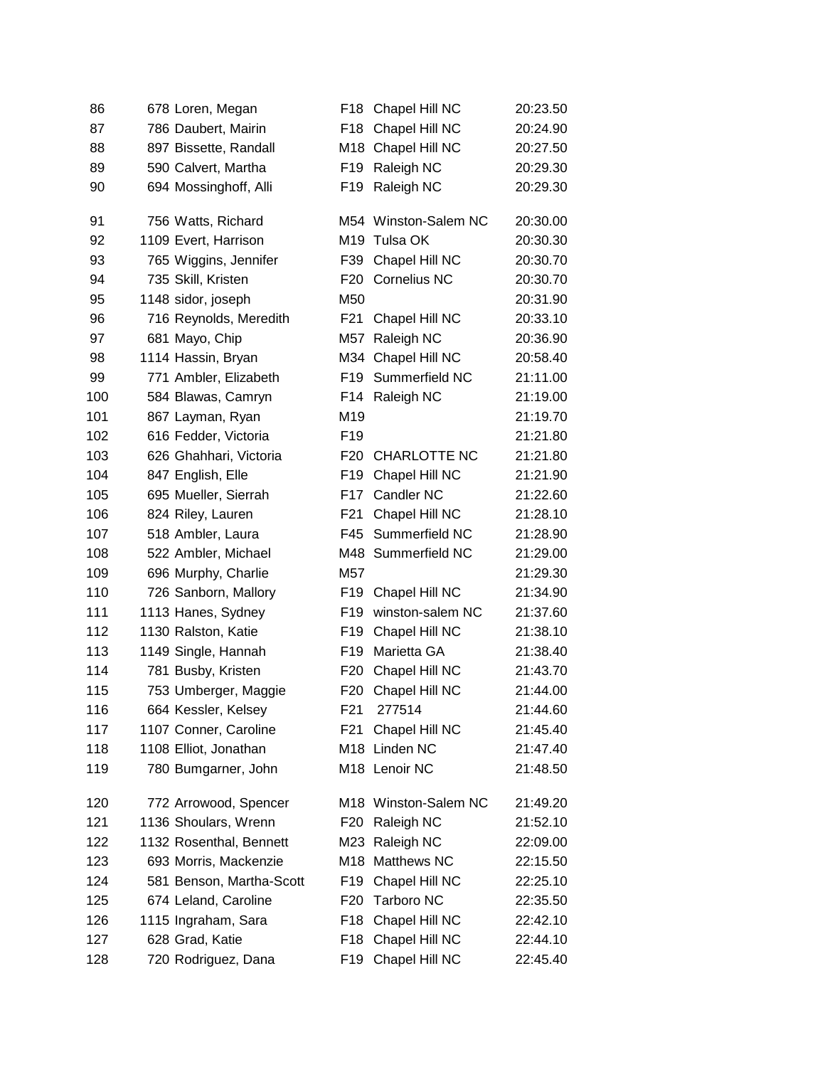| | | | | | |
|---|---|---|---|---|---|
| 86 | 678 | Loren, Megan | F18 | Chapel Hill NC | 20:23.50 |
| 87 | 786 | Daubert, Mairin | F18 | Chapel Hill NC | 20:24.90 |
| 88 | 897 | Bissette, Randall | M18 | Chapel Hill NC | 20:27.50 |
| 89 | 590 | Calvert, Martha | F19 | Raleigh NC | 20:29.30 |
| 90 | 694 | Mossinghoff, Alli | F19 | Raleigh NC | 20:29.30 |
| 91 | 756 | Watts, Richard | M54 | Winston-Salem NC | 20:30.00 |
| 92 | 1109 | Evert, Harrison | M19 | Tulsa OK | 20:30.30 |
| 93 | 765 | Wiggins, Jennifer | F39 | Chapel Hill NC | 20:30.70 |
| 94 | 735 | Skill, Kristen | F20 | Cornelius NC | 20:30.70 |
| 95 | 1148 | sidor, joseph | M50 | | 20:31.90 |
| 96 | 716 | Reynolds, Meredith | F21 | Chapel Hill NC | 20:33.10 |
| 97 | 681 | Mayo, Chip | M57 | Raleigh NC | 20:36.90 |
| 98 | 1114 | Hassin, Bryan | M34 | Chapel Hill NC | 20:58.40 |
| 99 | 771 | Ambler, Elizabeth | F19 | Summerfield NC | 21:11.00 |
| 100 | 584 | Blawas, Camryn | F14 | Raleigh NC | 21:19.00 |
| 101 | 867 | Layman, Ryan | M19 | | 21:19.70 |
| 102 | 616 | Fedder, Victoria | F19 | | 21:21.80 |
| 103 | 626 | Ghahhari, Victoria | F20 | CHARLOTTE NC | 21:21.80 |
| 104 | 847 | English, Elle | F19 | Chapel Hill NC | 21:21.90 |
| 105 | 695 | Mueller, Sierrah | F17 | Candler NC | 21:22.60 |
| 106 | 824 | Riley, Lauren | F21 | Chapel Hill NC | 21:28.10 |
| 107 | 518 | Ambler, Laura | F45 | Summerfield NC | 21:28.90 |
| 108 | 522 | Ambler, Michael | M48 | Summerfield NC | 21:29.00 |
| 109 | 696 | Murphy, Charlie | M57 | | 21:29.30 |
| 110 | 726 | Sanborn, Mallory | F19 | Chapel Hill NC | 21:34.90 |
| 111 | 1113 | Hanes, Sydney | F19 | winston-salem NC | 21:37.60 |
| 112 | 1130 | Ralston, Katie | F19 | Chapel Hill NC | 21:38.10 |
| 113 | 1149 | Single, Hannah | F19 | Marietta GA | 21:38.40 |
| 114 | 781 | Busby, Kristen | F20 | Chapel Hill NC | 21:43.70 |
| 115 | 753 | Umberger, Maggie | F20 | Chapel Hill NC | 21:44.00 |
| 116 | 664 | Kessler, Kelsey | F21 | 277514 | 21:44.60 |
| 117 | 1107 | Conner, Caroline | F21 | Chapel Hill NC | 21:45.40 |
| 118 | 1108 | Elliot, Jonathan | M18 | Linden NC | 21:47.40 |
| 119 | 780 | Bumgarner, John | M18 | Lenoir NC | 21:48.50 |
| 120 | 772 | Arrowood, Spencer | M18 | Winston-Salem NC | 21:49.20 |
| 121 | 1136 | Shoulars, Wrenn | F20 | Raleigh NC | 21:52.10 |
| 122 | 1132 | Rosenthal, Bennett | M23 | Raleigh NC | 22:09.00 |
| 123 | 693 | Morris, Mackenzie | M18 | Matthews NC | 22:15.50 |
| 124 | 581 | Benson, Martha-Scott | F19 | Chapel Hill NC | 22:25.10 |
| 125 | 674 | Leland, Caroline | F20 | Tarboro NC | 22:35.50 |
| 126 | 1115 | Ingraham, Sara | F18 | Chapel Hill NC | 22:42.10 |
| 127 | 628 | Grad, Katie | F18 | Chapel Hill NC | 22:44.10 |
| 128 | 720 | Rodriguez, Dana | F19 | Chapel Hill NC | 22:45.40 |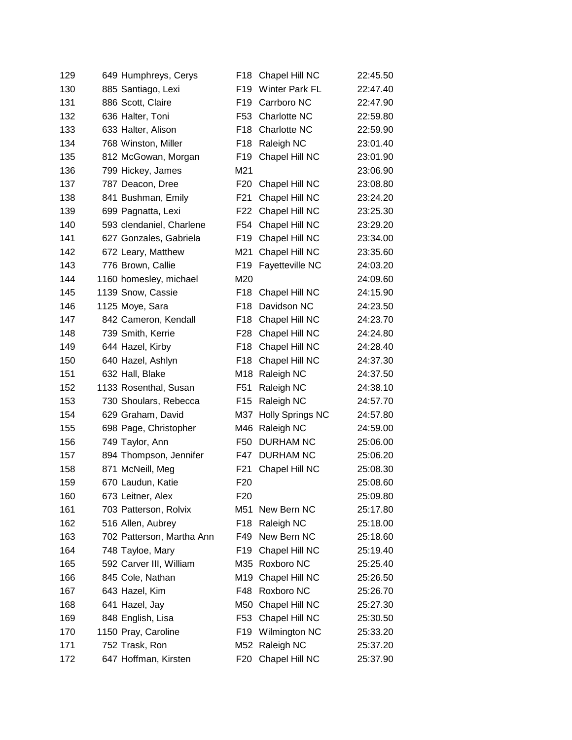| | | | | | |
|---|---|---|---|---|---|
| 129 | 649 | Humphreys, Cerys | F18 | Chapel Hill NC | 22:45.50 |
| 130 | 885 | Santiago, Lexi | F19 | Winter Park FL | 22:47.40 |
| 131 | 886 | Scott, Claire | F19 | Carrboro NC | 22:47.90 |
| 132 | 636 | Halter, Toni | F53 | Charlotte NC | 22:59.80 |
| 133 | 633 | Halter, Alison | F18 | Charlotte NC | 22:59.90 |
| 134 | 768 | Winston, Miller | F18 | Raleigh NC | 23:01.40 |
| 135 | 812 | McGowan, Morgan | F19 | Chapel Hill NC | 23:01.90 |
| 136 | 799 | Hickey, James | M21 | | 23:06.90 |
| 137 | 787 | Deacon, Dree | F20 | Chapel Hill NC | 23:08.80 |
| 138 | 841 | Bushman, Emily | F21 | Chapel Hill NC | 23:24.20 |
| 139 | 699 | Pagnatta, Lexi | F22 | Chapel Hill NC | 23:25.30 |
| 140 | 593 | clendaniel, Charlene | F54 | Chapel Hill NC | 23:29.20 |
| 141 | 627 | Gonzales, Gabriela | F19 | Chapel Hill NC | 23:34.00 |
| 142 | 672 | Leary, Matthew | M21 | Chapel Hill NC | 23:35.60 |
| 143 | 776 | Brown, Callie | F19 | Fayetteville NC | 24:03.20 |
| 144 | 1160 | homesley, michael | M20 | | 24:09.60 |
| 145 | 1139 | Snow, Cassie | F18 | Chapel Hill NC | 24:15.90 |
| 146 | 1125 | Moye, Sara | F18 | Davidson NC | 24:23.50 |
| 147 | 842 | Cameron, Kendall | F18 | Chapel Hill NC | 24:23.70 |
| 148 | 739 | Smith, Kerrie | F28 | Chapel Hill NC | 24:24.80 |
| 149 | 644 | Hazel, Kirby | F18 | Chapel Hill NC | 24:28.40 |
| 150 | 640 | Hazel, Ashlyn | F18 | Chapel Hill NC | 24:37.30 |
| 151 | 632 | Hall, Blake | M18 | Raleigh NC | 24:37.50 |
| 152 | 1133 | Rosenthal, Susan | F51 | Raleigh NC | 24:38.10 |
| 153 | 730 | Shoulars, Rebecca | F15 | Raleigh NC | 24:57.70 |
| 154 | 629 | Graham, David | M37 | Holly Springs NC | 24:57.80 |
| 155 | 698 | Page, Christopher | M46 | Raleigh NC | 24:59.00 |
| 156 | 749 | Taylor, Ann | F50 | DURHAM NC | 25:06.00 |
| 157 | 894 | Thompson, Jennifer | F47 | DURHAM NC | 25:06.20 |
| 158 | 871 | McNeill, Meg | F21 | Chapel Hill NC | 25:08.30 |
| 159 | 670 | Laudun, Katie | F20 | | 25:08.60 |
| 160 | 673 | Leitner, Alex | F20 | | 25:09.80 |
| 161 | 703 | Patterson, Rolvix | M51 | New Bern NC | 25:17.80 |
| 162 | 516 | Allen, Aubrey | F18 | Raleigh NC | 25:18.00 |
| 163 | 702 | Patterson, Martha Ann | F49 | New Bern NC | 25:18.60 |
| 164 | 748 | Tayloe, Mary | F19 | Chapel Hill NC | 25:19.40 |
| 165 | 592 | Carver III, William | M35 | Roxboro NC | 25:25.40 |
| 166 | 845 | Cole, Nathan | M19 | Chapel Hill NC | 25:26.50 |
| 167 | 643 | Hazel, Kim | F48 | Roxboro NC | 25:26.70 |
| 168 | 641 | Hazel, Jay | M50 | Chapel Hill NC | 25:27.30 |
| 169 | 848 | English, Lisa | F53 | Chapel Hill NC | 25:30.50 |
| 170 | 1150 | Pray, Caroline | F19 | Wilmington NC | 25:33.20 |
| 171 | 752 | Trask, Ron | M52 | Raleigh NC | 25:37.20 |
| 172 | 647 | Hoffman, Kirsten | F20 | Chapel Hill NC | 25:37.90 |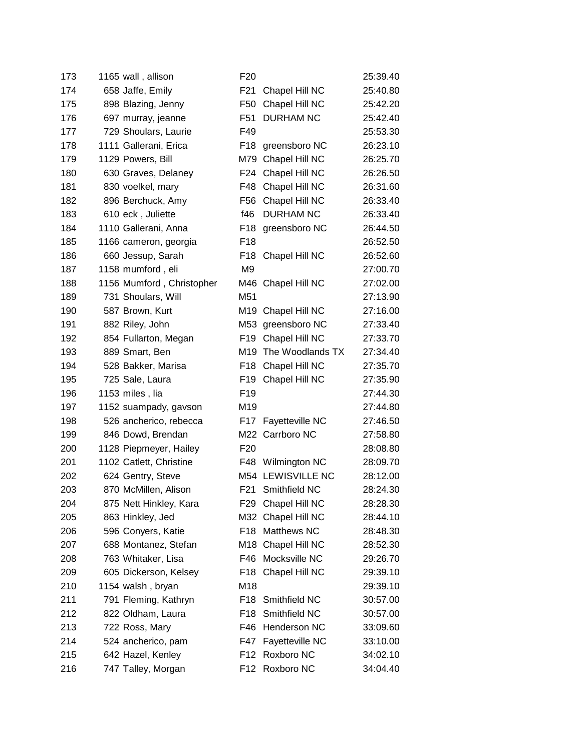| | | | | | |
|---|---|---|---|---|---|
| 173 | 1165 | wall , allison | F20 | | 25:39.40 |
| 174 | 658 | Jaffe, Emily | F21 | Chapel Hill NC | 25:40.80 |
| 175 | 898 | Blazing, Jenny | F50 | Chapel Hill NC | 25:42.20 |
| 176 | 697 | murray, jeanne | F51 | DURHAM NC | 25:42.40 |
| 177 | 729 | Shoulars, Laurie | F49 | | 25:53.30 |
| 178 | 1111 | Gallerani, Erica | F18 | greensboro NC | 26:23.10 |
| 179 | 1129 | Powers, Bill | M79 | Chapel Hill NC | 26:25.70 |
| 180 | 630 | Graves, Delaney | F24 | Chapel Hill NC | 26:26.50 |
| 181 | 830 | voelkel, mary | F48 | Chapel Hill NC | 26:31.60 |
| 182 | 896 | Berchuck, Amy | F56 | Chapel Hill NC | 26:33.40 |
| 183 | 610 | eck , Juliette | f46 | DURHAM NC | 26:33.40 |
| 184 | 1110 | Gallerani, Anna | F18 | greensboro NC | 26:44.50 |
| 185 | 1166 | cameron, georgia | F18 | | 26:52.50 |
| 186 | 660 | Jessup, Sarah | F18 | Chapel Hill NC | 26:52.60 |
| 187 | 1158 | mumford , eli | M9 | | 27:00.70 |
| 188 | 1156 | Mumford , Christopher | M46 | Chapel Hill NC | 27:02.00 |
| 189 | 731 | Shoulars, Will | M51 | | 27:13.90 |
| 190 | 587 | Brown, Kurt | M19 | Chapel Hill NC | 27:16.00 |
| 191 | 882 | Riley, John | M53 | greensboro NC | 27:33.40 |
| 192 | 854 | Fullarton, Megan | F19 | Chapel Hill NC | 27:33.70 |
| 193 | 889 | Smart, Ben | M19 | The Woodlands TX | 27:34.40 |
| 194 | 528 | Bakker, Marisa | F18 | Chapel Hill NC | 27:35.70 |
| 195 | 725 | Sale, Laura | F19 | Chapel Hill NC | 27:35.90 |
| 196 | 1153 | miles , lia | F19 | | 27:44.30 |
| 197 | 1152 | suampady, gavson | M19 | | 27:44.80 |
| 198 | 526 | ancherico, rebecca | F17 | Fayetteville NC | 27:46.50 |
| 199 | 846 | Dowd, Brendan | M22 | Carrboro NC | 27:58.80 |
| 200 | 1128 | Piepmeyer, Hailey | F20 | | 28:08.80 |
| 201 | 1102 | Catlett, Christine | F48 | Wilmington NC | 28:09.70 |
| 202 | 624 | Gentry, Steve | M54 | LEWISVILLE NC | 28:12.00 |
| 203 | 870 | McMillen, Alison | F21 | Smithfield NC | 28:24.30 |
| 204 | 875 | Nett Hinkley, Kara | F29 | Chapel Hill NC | 28:28.30 |
| 205 | 863 | Hinkley, Jed | M32 | Chapel Hill NC | 28:44.10 |
| 206 | 596 | Conyers, Katie | F18 | Matthews NC | 28:48.30 |
| 207 | 688 | Montanez, Stefan | M18 | Chapel Hill NC | 28:52.30 |
| 208 | 763 | Whitaker, Lisa | F46 | Mocksville NC | 29:26.70 |
| 209 | 605 | Dickerson, Kelsey | F18 | Chapel Hill NC | 29:39.10 |
| 210 | 1154 | walsh , bryan | M18 | | 29:39.10 |
| 211 | 791 | Fleming, Kathryn | F18 | Smithfield NC | 30:57.00 |
| 212 | 822 | Oldham, Laura | F18 | Smithfield NC | 30:57.00 |
| 213 | 722 | Ross, Mary | F46 | Henderson NC | 33:09.60 |
| 214 | 524 | ancherico, pam | F47 | Fayetteville NC | 33:10.00 |
| 215 | 642 | Hazel, Kenley | F12 | Roxboro NC | 34:02.10 |
| 216 | 747 | Talley, Morgan | F12 | Roxboro NC | 34:04.40 |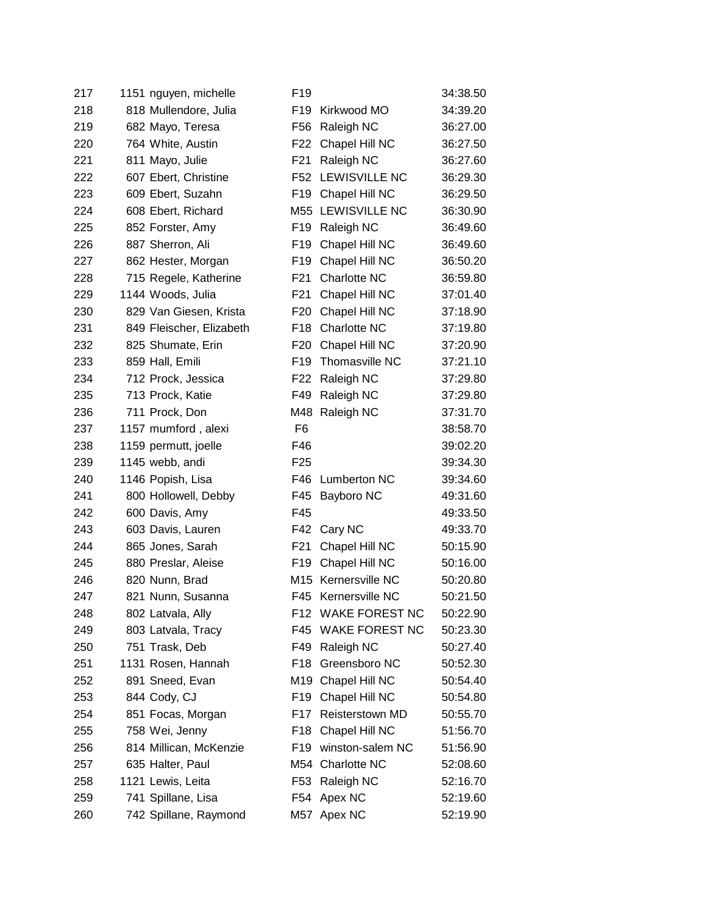| | | | | | |
|---|---|---|---|---|---|
| 217 | 1151 | nguyen, michelle | F19 | | 34:38.50 |
| 218 | 818 | Mullendore, Julia | F19 | Kirkwood MO | 34:39.20 |
| 219 | 682 | Mayo, Teresa | F56 | Raleigh NC | 36:27.00 |
| 220 | 764 | White, Austin | F22 | Chapel Hill NC | 36:27.50 |
| 221 | 811 | Mayo, Julie | F21 | Raleigh NC | 36:27.60 |
| 222 | 607 | Ebert, Christine | F52 | LEWISVILLE NC | 36:29.30 |
| 223 | 609 | Ebert, Suzahn | F19 | Chapel Hill NC | 36:29.50 |
| 224 | 608 | Ebert, Richard | M55 | LEWISVILLE NC | 36:30.90 |
| 225 | 852 | Forster, Amy | F19 | Raleigh NC | 36:49.60 |
| 226 | 887 | Sherron, Ali | F19 | Chapel Hill NC | 36:49.60 |
| 227 | 862 | Hester, Morgan | F19 | Chapel Hill NC | 36:50.20 |
| 228 | 715 | Regele, Katherine | F21 | Charlotte NC | 36:59.80 |
| 229 | 1144 | Woods, Julia | F21 | Chapel Hill NC | 37:01.40 |
| 230 | 829 | Van Giesen, Krista | F20 | Chapel Hill NC | 37:18.90 |
| 231 | 849 | Fleischer, Elizabeth | F18 | Charlotte NC | 37:19.80 |
| 232 | 825 | Shumate, Erin | F20 | Chapel Hill NC | 37:20.90 |
| 233 | 859 | Hall, Emili | F19 | Thomasville NC | 37:21.10 |
| 234 | 712 | Prock, Jessica | F22 | Raleigh NC | 37:29.80 |
| 235 | 713 | Prock, Katie | F49 | Raleigh NC | 37:29.80 |
| 236 | 711 | Prock, Don | M48 | Raleigh NC | 37:31.70 |
| 237 | 1157 | mumford , alexi | F6 | | 38:58.70 |
| 238 | 1159 | permutt, joelle | F46 | | 39:02.20 |
| 239 | 1145 | webb, andi | F25 | | 39:34.30 |
| 240 | 1146 | Popish, Lisa | F46 | Lumberton NC | 39:34.60 |
| 241 | 800 | Hollowell, Debby | F45 | Bayboro NC | 49:31.60 |
| 242 | 600 | Davis, Amy | F45 | | 49:33.50 |
| 243 | 603 | Davis, Lauren | F42 | Cary NC | 49:33.70 |
| 244 | 865 | Jones, Sarah | F21 | Chapel Hill NC | 50:15.90 |
| 245 | 880 | Preslar, Aleise | F19 | Chapel Hill NC | 50:16.00 |
| 246 | 820 | Nunn, Brad | M15 | Kernersville NC | 50:20.80 |
| 247 | 821 | Nunn, Susanna | F45 | Kernersville NC | 50:21.50 |
| 248 | 802 | Latvala, Ally | F12 | WAKE FOREST NC | 50:22.90 |
| 249 | 803 | Latvala, Tracy | F45 | WAKE FOREST NC | 50:23.30 |
| 250 | 751 | Trask, Deb | F49 | Raleigh NC | 50:27.40 |
| 251 | 1131 | Rosen, Hannah | F18 | Greensboro NC | 50:52.30 |
| 252 | 891 | Sneed, Evan | M19 | Chapel Hill NC | 50:54.40 |
| 253 | 844 | Cody, CJ | F19 | Chapel Hill NC | 50:54.80 |
| 254 | 851 | Focas, Morgan | F17 | Reisterstown MD | 50:55.70 |
| 255 | 758 | Wei, Jenny | F18 | Chapel Hill NC | 51:56.70 |
| 256 | 814 | Millican, McKenzie | F19 | winston-salem NC | 51:56.90 |
| 257 | 635 | Halter, Paul | M54 | Charlotte NC | 52:08.60 |
| 258 | 1121 | Lewis, Leita | F53 | Raleigh NC | 52:16.70 |
| 259 | 741 | Spillane, Lisa | F54 | Apex NC | 52:19.60 |
| 260 | 742 | Spillane, Raymond | M57 | Apex NC | 52:19.90 |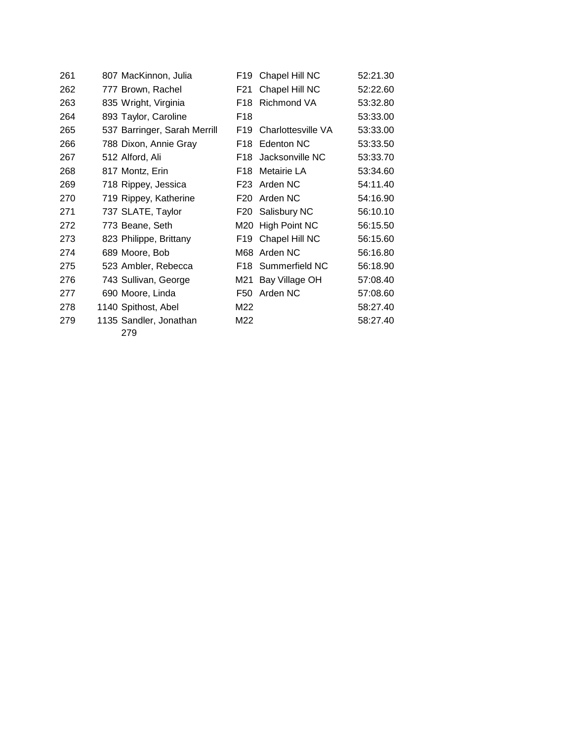| | | | | | |
|---|---|---|---|---|---|
| 261 | 807 | MacKinnon, Julia | F19 | Chapel Hill NC | 52:21.30 |
| 262 | 777 | Brown, Rachel | F21 | Chapel Hill NC | 52:22.60 |
| 263 | 835 | Wright, Virginia | F18 | Richmond VA | 53:32.80 |
| 264 | 893 | Taylor, Caroline | F18 | | 53:33.00 |
| 265 | 537 | Barringer, Sarah Merrill | F19 | Charlottesville VA | 53:33.00 |
| 266 | 788 | Dixon, Annie Gray | F18 | Edenton NC | 53:33.50 |
| 267 | 512 | Alford, Ali | F18 | Jacksonville NC | 53:33.70 |
| 268 | 817 | Montz, Erin | F18 | Metairie LA | 53:34.60 |
| 269 | 718 | Rippey, Jessica | F23 | Arden NC | 54:11.40 |
| 270 | 719 | Rippey, Katherine | F20 | Arden NC | 54:16.90 |
| 271 | 737 | SLATE, Taylor | F20 | Salisbury NC | 56:10.10 |
| 272 | 773 | Beane, Seth | M20 | High Point NC | 56:15.50 |
| 273 | 823 | Philippe, Brittany | F19 | Chapel Hill NC | 56:15.60 |
| 274 | 689 | Moore, Bob | M68 | Arden NC | 56:16.80 |
| 275 | 523 | Ambler, Rebecca | F18 | Summerfield NC | 56:18.90 |
| 276 | 743 | Sullivan, George | M21 | Bay Village OH | 57:08.40 |
| 277 | 690 | Moore, Linda | F50 | Arden NC | 57:08.60 |
| 278 | 1140 | Spithost, Abel | M22 | | 58:27.40 |
| 279 | 1135 | Sandler, Jonathan | M22 | | 58:27.40 |

279